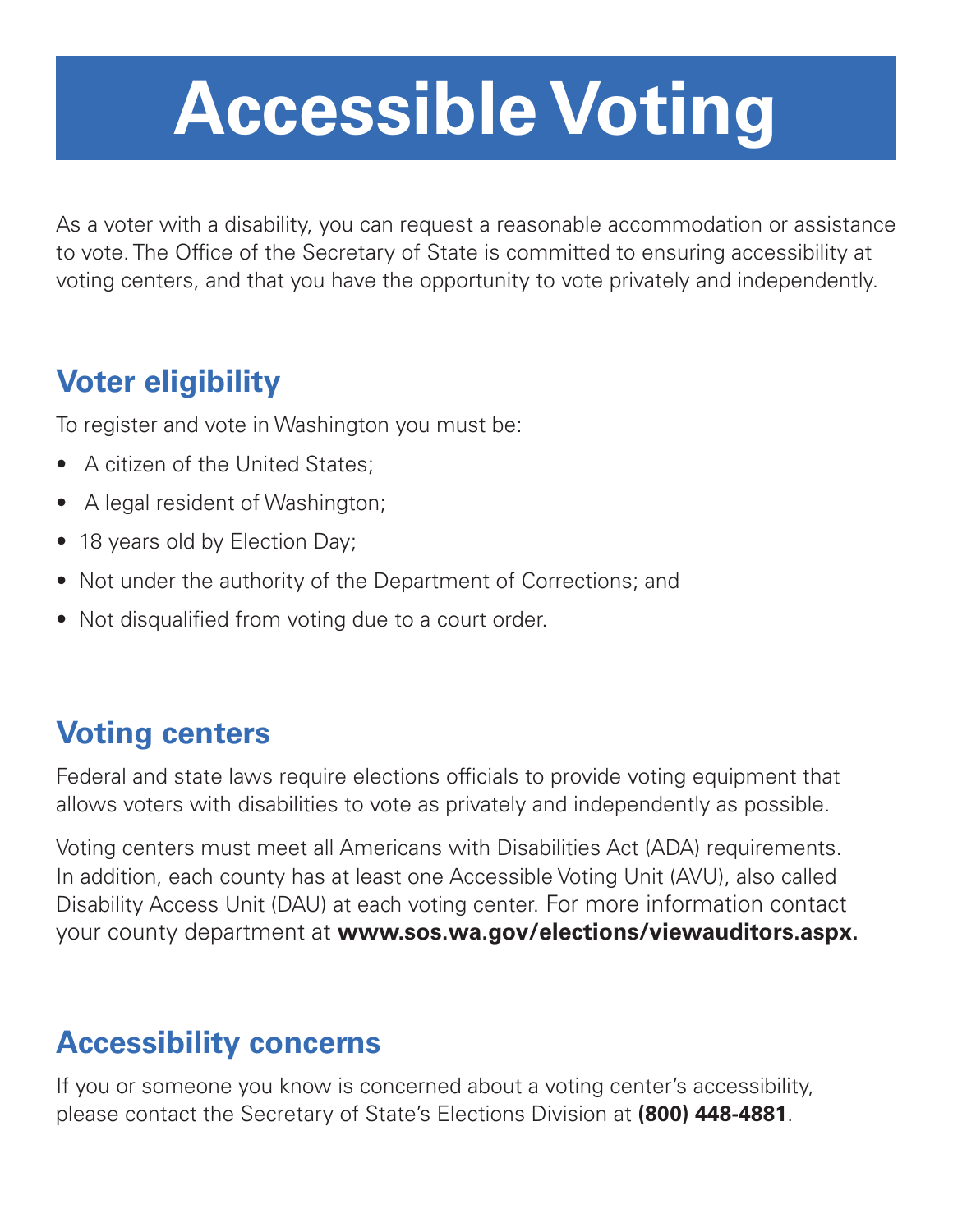# Accessible Voting

As a voter with a disability, you can request a reasonable accommodation or assistance to vote. The Office of the Secretary of State is committed to ensuring accessibility at voting centers, and that you have the opportunity to vote privately and independently.

## Voter eligibility

To register and vote in Washington you must be:

- A citizen of the United States;
- A legal resident of Washington;
- 18 years old by Election Day;
- Not under the authority of the Department of Corrections; and
- Not disqualified from voting due to a court order.

## Voting centers

Federal and state laws require elections officials to provide voting equipment that allows voters with disabilities to vote as privately and independently as possible.

Voting centers must meet all Americans with Disabilities Act (ADA) requirements. In addition, each county has at least one Accessible Voting Unit (AVU), also called Disability Access Unit (DAU) at each voting center. For more information contact your county department at **www.sos.wa.gov/elections/viewauditors.aspx.**

## Accessibility concerns

If you or someone you know is concerned about a voting center's accessibility, please contact the Secretary of State's Elections Division at **(800) 448-4881**.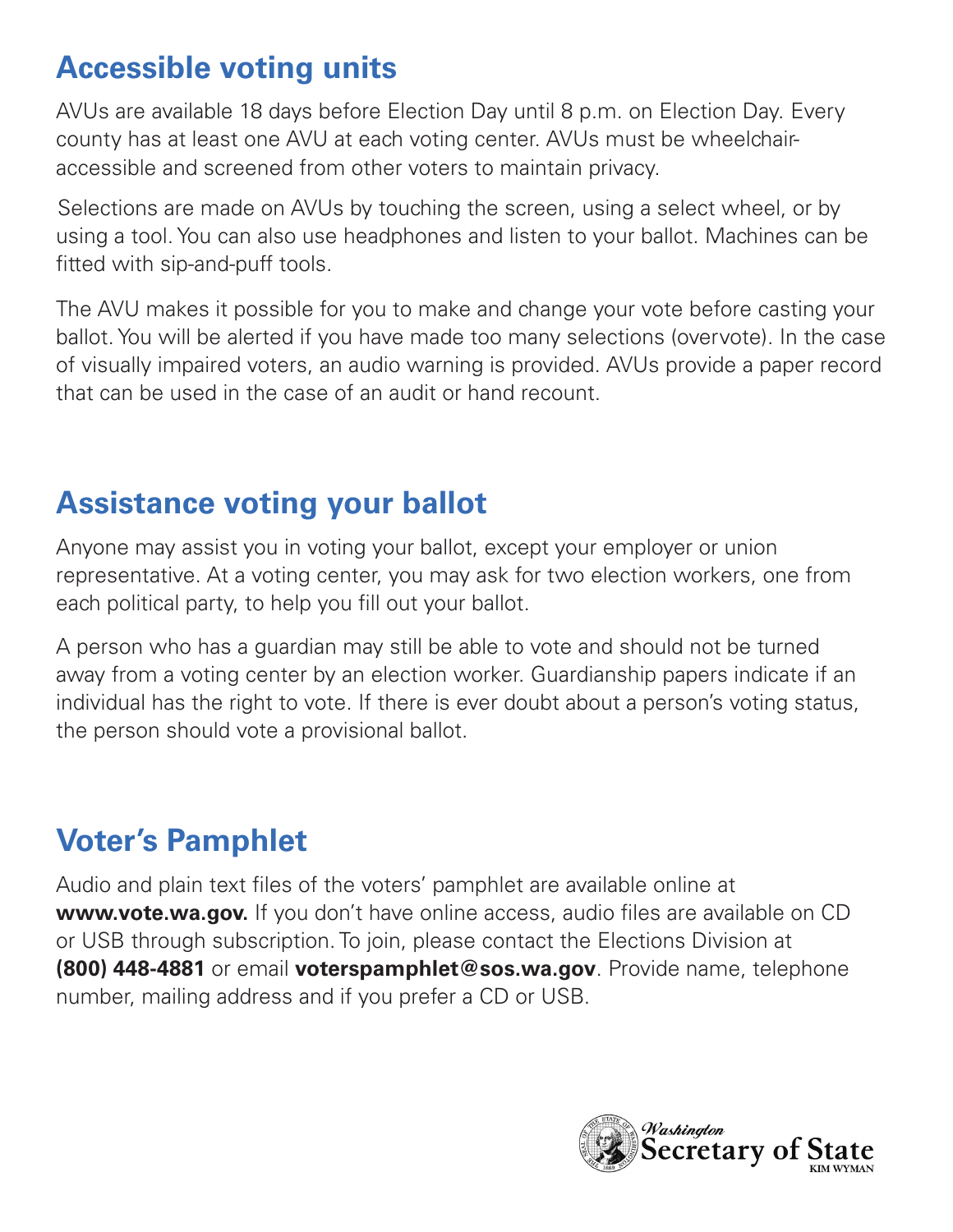## Accessible voting units

AVUs are available 18 days before Election Day until 8 p.m. on Election Day. Every county has at least one AVU at each voting center. AVUs must be wheelchair-accessible and screened from other voters to maintain privacy.

Selections are made on AVUs by touching the screen, using a select wheel, or by using a tool. You can also use headphones and listen to your ballot. Machines can be fitted with sip-and-puff tools.

The AVU makes it possible for you to make and change your vote before casting your ballot. You will be alerted if you have made too many selections (overvote). In the case of visually impaired voters, an audio warning is provided. AVUs provide a paper record that can be used in the case of an audit or hand recount.

## Assistance voting your ballot

Anyone may assist you in voting your ballot, except your employer or union representative. At a voting center, you may ask for two election workers, one from each political party, to help you fill out your ballot.

A person who has a guardian may still be able to vote and should not be turned away from a voting center by an election worker. Guardianship papers indicate if an individual has the right to vote. If there is ever doubt about a person's voting status, the person should vote a provisional ballot.

## Voter's Pamphlet

Audio and plain text files of the voters' pamphlet are available online at **www.vote.wa.gov.** If you don't have online access, audio files are available on CD or USB through subscription. To join, please contact the Elections Division at **(800) 448-4881** or email **voterspamphlet@sos.wa.gov**. Provide name, telephone number, mailing address and if you prefer a CD or USB.

Washington Secretary of State
KIM WYMAN